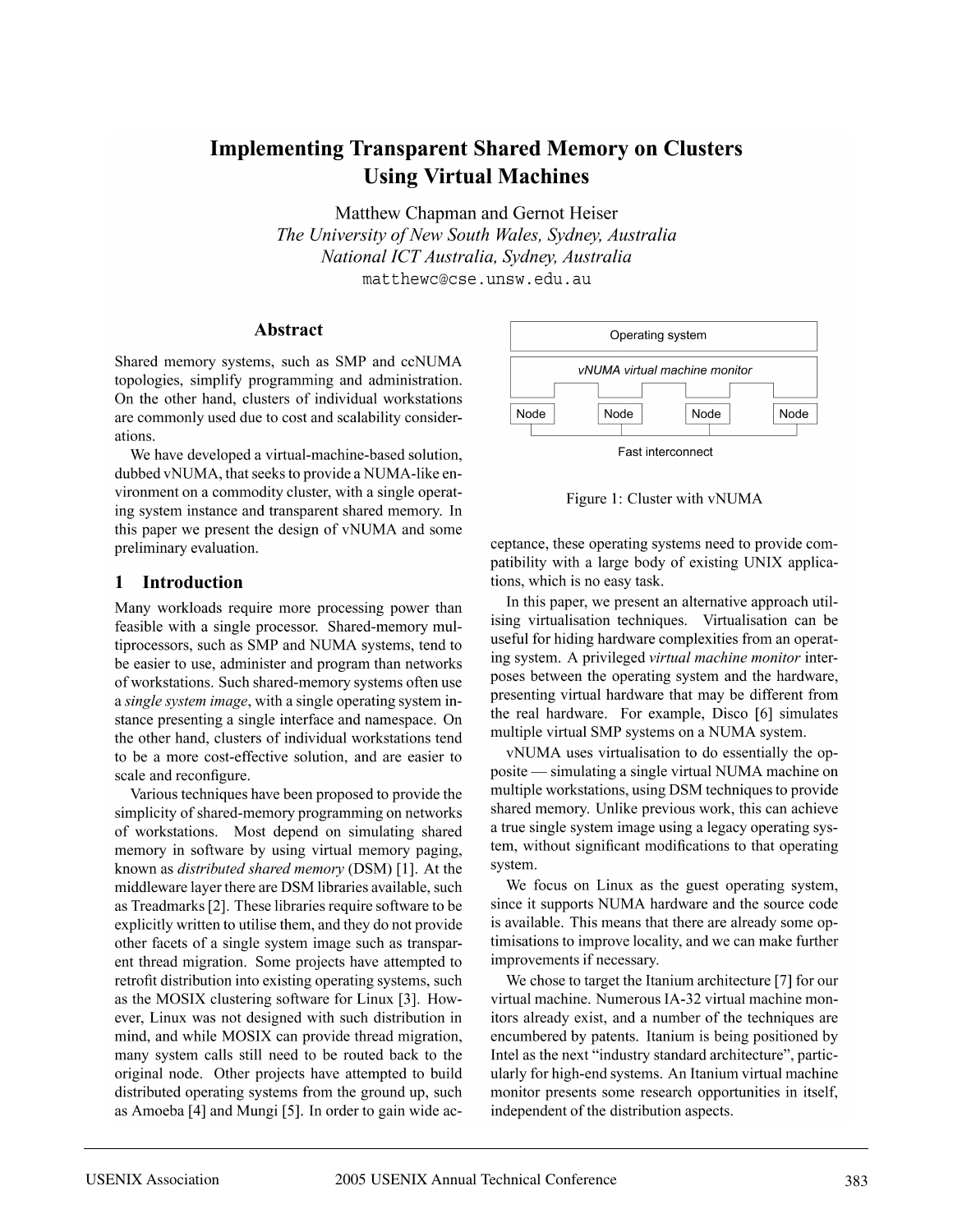# Implementing Transparent Shared Memory on Clusters Using Virtual Machines

Matthew Chapman and Gernot Heiser

*The University of New South Wales, Sydney, Australia*
*National ICT Australia, Sydney, Australia*

matthewc@cse.unsw.edu.au

## Abstract

Shared memory systems, such as SMP and ccNUMA topologies, simplify programming and administration. On the other hand, clusters of individual workstations are commonly used due to cost and scalability considerations.

We have developed a virtual-machine-based solution, dubbed vNUMA, that seeks to provide a NUMA-like environment on a commodity cluster, with a single operating system instance and transparent shared memory. In this paper we present the design of vNUMA and some preliminary evaluation.

## 1 Introduction

Many workloads require more processing power than feasible with a single processor. Shared-memory multiprocessors, such as SMP and NUMA systems, tend to be easier to use, administer and program than networks of workstations. Such shared-memory systems often use a *single system image*, with a single operating system instance presenting a single interface and namespace. On the other hand, clusters of individual workstations tend to be a more cost-effective solution, and are easier to scale and reconfigure.

Various techniques have been proposed to provide the simplicity of shared-memory programming on networks of workstations. Most depend on simulating shared memory in software by using virtual memory paging, known as *distributed shared memory* (DSM) [1]. At the middleware layer there are DSM libraries available, such as Treadmarks [2]. These libraries require software to be explicitly written to utilise them, and they do not provide other facets of a single system image such as transparent thread migration. Some projects have attempted to retrofit distribution into existing operating systems, such as the MOSIX clustering software for Linux [3]. However, Linux was not designed with such distribution in mind, and while MOSIX can provide thread migration, many system calls still need to be routed back to the original node. Other projects have attempted to build distributed operating systems from the ground up, such as Amoeba [4] and Mungi [5]. In order to gain wide acceptance, these operating systems need to provide compatibility with a large body of existing UNIX applications, which is no easy task.

Figure 1: Cluster with vNUMA

In this paper, we present an alternative approach utilising virtualisation techniques. Virtualisation can be useful for hiding hardware complexities from an operating system. A privileged *virtual machine monitor* interposes between the operating system and the hardware, presenting virtual hardware that may be different from the real hardware. For example, Disco [6] simulates multiple virtual SMP systems on a NUMA system.

vNUMA uses virtualisation to do essentially the opposite — simulating a single virtual NUMA machine on multiple workstations, using DSM techniques to provide shared memory. Unlike previous work, this can achieve a true single system image using a legacy operating system, without significant modifications to that operating system.

We focus on Linux as the guest operating system, since it supports NUMA hardware and the source code is available. This means that there are already some optimisations to improve locality, and we can make further improvements if necessary.

We chose to target the Itanium architecture [7] for our virtual machine. Numerous IA-32 virtual machine monitors already exist, and a number of the techniques are encumbered by patents. Itanium is being positioned by Intel as the next "industry standard architecture", particularly for high-end systems. An Itanium virtual machine monitor presents some research opportunities in itself, independent of the distribution aspects.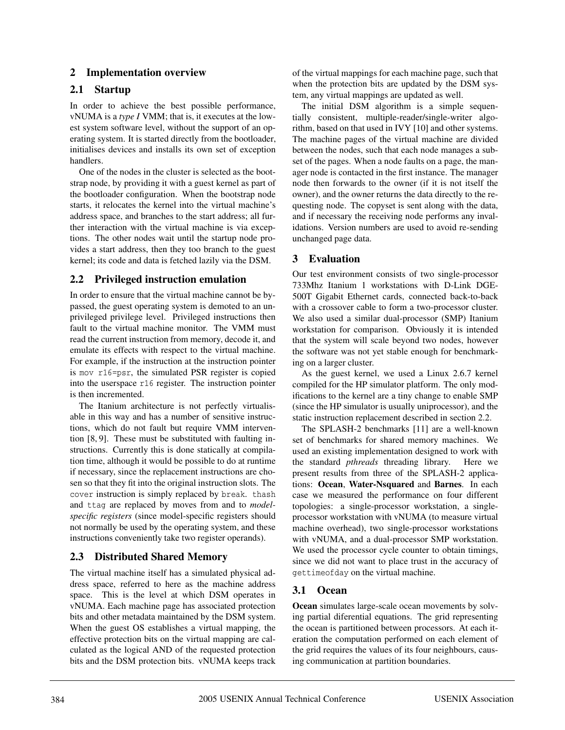## 2 Implementation overview

### 2.1 Startup

In order to achieve the best possible performance, vNUMA is a *type I* VMM; that is, it executes at the lowest system software level, without the support of an operating system. It is started directly from the bootloader, initialises devices and installs its own set of exception handlers.

One of the nodes in the cluster is selected as the bootstrap node, by providing it with a guest kernel as part of the bootloader configuration. When the bootstrap node starts, it relocates the kernel into the virtual machine's address space, and branches to the start address; all further interaction with the virtual machine is via exceptions. The other nodes wait until the startup node provides a start address, then they too branch to the guest kernel; its code and data is fetched lazily via the DSM.

### 2.2 Privileged instruction emulation

In order to ensure that the virtual machine cannot be bypassed, the guest operating system is demoted to an unprivileged privilege level. Privileged instructions then fault to the virtual machine monitor. The VMM must read the current instruction from memory, decode it, and emulate its effects with respect to the virtual machine. For example, if the instruction at the instruction pointer is `mov r16=psr`, the simulated PSR register is copied into the userspace `r16` register. The instruction pointer is then incremented.

The Itanium architecture is not perfectly virtualisable in this way and has a number of sensitive instructions, which do not fault but require VMM intervention [8, 9]. These must be substituted with faulting instructions. Currently this is done statically at compilation time, although it would be possible to do at runtime if necessary, since the replacement instructions are chosen so that they fit into the original instruction slots. The `cover` instruction is simply replaced by `break`. `thash` and `ttag` are replaced by moves from and to *model-specific registers* (since model-specific registers should not normally be used by the operating system, and these instructions conveniently take two register operands).

### 2.3 Distributed Shared Memory

The virtual machine itself has a simulated physical address space, referred to here as the machine address space. This is the level at which DSM operates in vNUMA. Each machine page has associated protection bits and other metadata maintained by the DSM system. When the guest OS establishes a virtual mapping, the effective protection bits on the virtual mapping are calculated as the logical AND of the requested protection bits and the DSM protection bits. vNUMA keeps track of the virtual mappings for each machine page, such that when the protection bits are updated by the DSM system, any virtual mappings are updated as well.

The initial DSM algorithm is a simple sequentially consistent, multiple-reader/single-writer algorithm, based on that used in IVY [10] and other systems. The machine pages of the virtual machine are divided between the nodes, such that each node manages a subset of the pages. When a node faults on a page, the manager node is contacted in the first instance. The manager node then forwards to the owner (if it is not itself the owner), and the owner returns the data directly to the requesting node. The copyset is sent along with the data, and if necessary the receiving node performs any invalidations. Version numbers are used to avoid re-sending unchanged page data.

## 3 Evaluation

Our test environment consists of two single-processor 733Mhz Itanium 1 workstations with D-Link DGE-500T Gigabit Ethernet cards, connected back-to-back with a crossover cable to form a two-processor cluster. We also used a similar dual-processor (SMP) Itanium workstation for comparison. Obviously it is intended that the system will scale beyond two nodes, however the software was not yet stable enough for benchmarking on a larger cluster.

As the guest kernel, we used a Linux 2.6.7 kernel compiled for the HP simulator platform. The only modifications to the kernel are a tiny change to enable SMP (since the HP simulator is usually uniprocessor), and the static instruction replacement described in section 2.2.

The SPLASH-2 benchmarks [11] are a well-known set of benchmarks for shared memory machines. We used an existing implementation designed to work with the standard *pthreads* threading library. Here we present results from three of the SPLASH-2 applications: **Ocean**, **Water-Nsquared** and **Barnes**. In each case we measured the performance on four different topologies: a single-processor workstation, a single-processor workstation with vNUMA (to measure virtual machine overhead), two single-processor workstations with vNUMA, and a dual-processor SMP workstation. We used the processor cycle counter to obtain timings, since we did not want to place trust in the accuracy of `gettimeofday` on the virtual machine.

### 3.1 Ocean

**Ocean** simulates large-scale ocean movements by solving partial diferential equations. The grid representing the ocean is partitioned between processors. At each iteration the computation performed on each element of the grid requires the values of its four neighbours, causing communication at partition boundaries.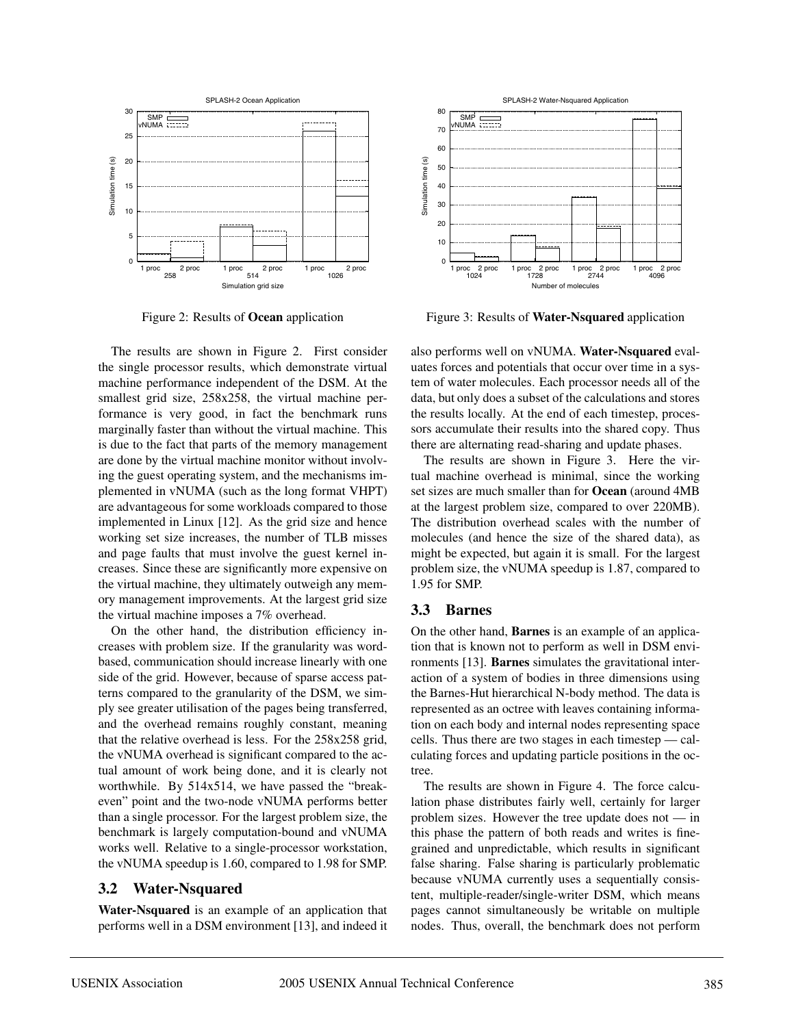Figure 2: Results of **Ocean** application

Figure 3: Results of **Water-Nsquared** application

The results are shown in Figure 2. First consider the single processor results, which demonstrate virtual machine performance independent of the DSM. At the smallest grid size, 258x258, the virtual machine performance is very good, in fact the benchmark runs marginally faster than without the virtual machine. This is due to the fact that parts of the memory management are done by the virtual machine monitor without involving the guest operating system, and the mechanisms implemented in vNUMA (such as the long format VHPT) are advantageous for some workloads compared to those implemented in Linux [12]. As the grid size and hence working set size increases, the number of TLB misses and page faults that must involve the guest kernel increases. Since these are significantly more expensive on the virtual machine, they ultimately outweigh any memory management improvements. At the largest grid size the virtual machine imposes a 7% overhead.

On the other hand, the distribution efficiency increases with problem size. If the granularity was word-based, communication should increase linearly with one side of the grid. However, because of sparse access patterns compared to the granularity of the DSM, we simply see greater utilisation of the pages being transferred, and the overhead remains roughly constant, meaning that the relative overhead is less. For the 258x258 grid, the vNUMA overhead is significant compared to the actual amount of work being done, and it is clearly not worthwhile. By 514x514, we have passed the "break-even" point and the two-node vNUMA performs better than a single processor. For the largest problem size, the benchmark is largely computation-bound and vNUMA works well. Relative to a single-processor workstation, the vNUMA speedup is 1.60, compared to 1.98 for SMP.

## 3.2 Water-Nsquared

**Water-Nsquared** is an example of an application that performs well in a DSM environment [13], and indeed it also performs well on vNUMA. **Water-Nsquared** evaluates forces and potentials that occur over time in a system of water molecules. Each processor needs all of the data, but only does a subset of the calculations and stores the results locally. At the end of each timestep, processors accumulate their results into the shared copy. Thus there are alternating read-sharing and update phases.

The results are shown in Figure 3. Here the virtual machine overhead is minimal, since the working set sizes are much smaller than for **Ocean** (around 4MB at the largest problem size, compared to over 220MB). The distribution overhead scales with the number of molecules (and hence the size of the shared data), as might be expected, but again it is small. For the largest problem size, the vNUMA speedup is 1.87, compared to 1.95 for SMP.

## 3.3 Barnes

On the other hand, **Barnes** is an example of an application that is known not to perform as well in DSM environments [13]. **Barnes** simulates the gravitational interaction of a system of bodies in three dimensions using the Barnes-Hut hierarchical N-body method. The data is represented as an octree with leaves containing information on each body and internal nodes representing space cells. Thus there are two stages in each timestep — calculating forces and updating particle positions in the octree.

The results are shown in Figure 4. The force calculation phase distributes fairly well, certainly for larger problem sizes. However the tree update does not — in this phase the pattern of both reads and writes is fine-grained and unpredictable, which results in significant false sharing. False sharing is particularly problematic because vNUMA currently uses a sequentially consistent, multiple-reader/single-writer DSM, which means pages cannot simultaneously be writable on multiple nodes. Thus, overall, the benchmark does not perform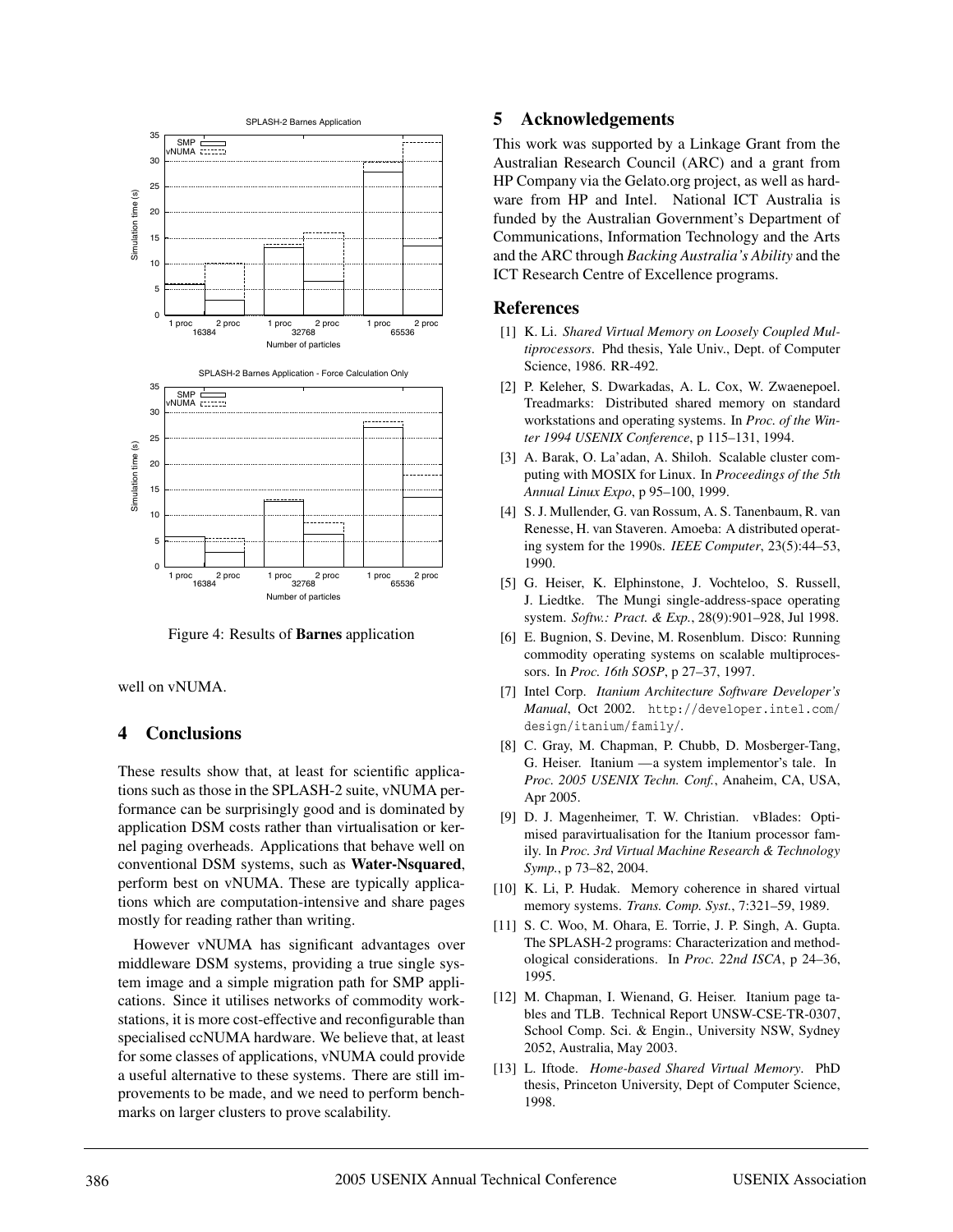SPLASH-2 Barnes Application

Simulation time (s)

35
30
25
20
15
10
5
0

SMP
vNUMA

1 proc 2 proc 1 proc 2 proc 1 proc 2 proc
16384 32768 65536

Number of particles

SPLASH-2 Barnes Application - Force Calculation Only

Simulation time (s)

35
30
25
20
15
10
5
0

SMP
vNUMA

1 proc 2 proc 1 proc 2 proc 1 proc 2 proc
16384 32768 65536

Number of particles

Figure 4: Results of **Barnes** application

well on vNUMA.

## 4 Conclusions

These results show that, at least for scientific applications such as those in the SPLASH-2 suite, vNUMA performance can be surprisingly good and is dominated by application DSM costs rather than virtualisation or kernel paging overheads. Applications that behave well on conventional DSM systems, such as **Water-Nsquared**, perform best on vNUMA. These are typically applications which are computation-intensive and share pages mostly for reading rather than writing.

However vNUMA has significant advantages over middleware DSM systems, providing a true single system image and a simple migration path for SMP applications. Since it utilises networks of commodity workstations, it is more cost-effective and reconfigurable than specialised ccNUMA hardware. We believe that, at least for some classes of applications, vNUMA could provide a useful alternative to these systems. There are still improvements to be made, and we need to perform benchmarks on larger clusters to prove scalability.

## 5 Acknowledgements

This work was supported by a Linkage Grant from the Australian Research Council (ARC) and a grant from HP Company via the Gelato.org project, as well as hardware from HP and Intel. National ICT Australia is funded by the Australian Government's Department of Communications, Information Technology and the Arts and the ARC through *Backing Australia's Ability* and the ICT Research Centre of Excellence programs.

## References

[1] K. Li. *Shared Virtual Memory on Loosely Coupled Multiprocessors*. Phd thesis, Yale Univ., Dept. of Computer Science, 1986. RR-492.

[2] P. Keleher, S. Dwarkadas, A. L. Cox, W. Zwaenepoel. Treadmarks: Distributed shared memory on standard workstations and operating systems. In *Proc. of the Winter 1994 USENIX Conference*, p 115–131, 1994.

[3] A. Barak, O. La'adan, A. Shiloh. Scalable cluster computing with MOSIX for Linux. In *Proceedings of the 5th Annual Linux Expo*, p 95–100, 1999.

[4] S. J. Mullender, G. van Rossum, A. S. Tanenbaum, R. van Renesse, H. van Staveren. Amoeba: A distributed operating system for the 1990s. *IEEE Computer*, 23(5):44–53, 1990.

[5] G. Heiser, K. Elphinstone, J. Vochteloo, S. Russell, J. Liedtke. The Mungi single-address-space operating system. *Softw.: Pract. & Exp.*, 28(9):901–928, Jul 1998.

[6] E. Bugnion, S. Devine, M. Rosenblum. Disco: Running commodity operating systems on scalable multiprocessors. In *Proc. 16th SOSP*, p 27–37, 1997.

[7] Intel Corp. *Itanium Architecture Software Developer's Manual*, Oct 2002. http://developer.intel.com/design/itanium/family/.

[8] C. Gray, M. Chapman, P. Chubb, D. Mosberger-Tang, G. Heiser. Itanium —a system implementor's tale. In *Proc. 2005 USENIX Techn. Conf.*, Anaheim, CA, USA, Apr 2005.

[9] D. J. Magenheimer, T. W. Christian. vBlades: Optimised paravirtualisation for the Itanium processor family. In *Proc. 3rd Virtual Machine Research & Technology Symp.*, p 73–82, 2004.

[10] K. Li, P. Hudak. Memory coherence in shared virtual memory systems. *Trans. Comp. Syst.*, 7:321–59, 1989.

[11] S. C. Woo, M. Ohara, E. Torrie, J. P. Singh, A. Gupta. The SPLASH-2 programs: Characterization and methodological considerations. In *Proc. 22nd ISCA*, p 24–36, 1995.

[12] M. Chapman, I. Wienand, G. Heiser. Itanium page tables and TLB. Technical Report UNSW-CSE-TR-0307, School Comp. Sci. & Engin., University NSW, Sydney 2052, Australia, May 2003.

[13] L. Iftode. *Home-based Shared Virtual Memory*. PhD thesis, Princeton University, Dept of Computer Science, 1998.